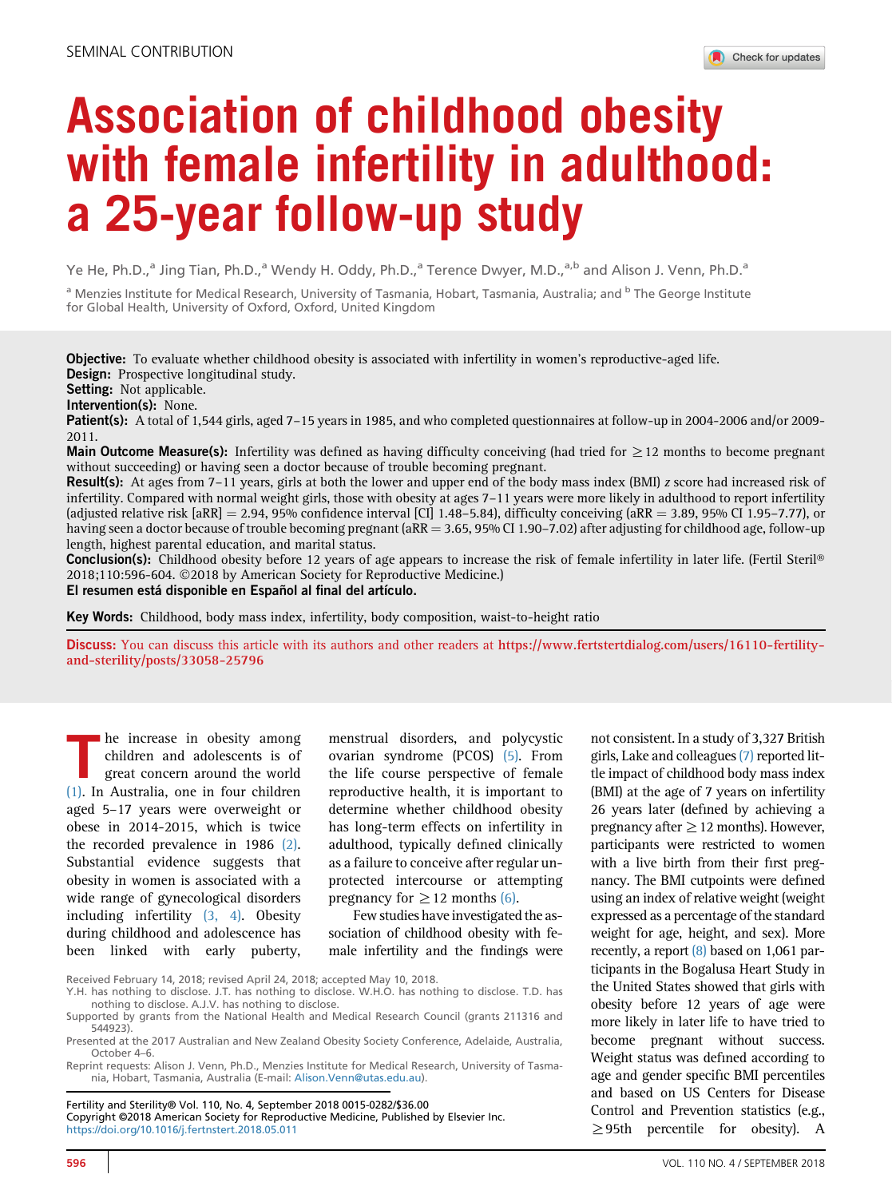SEMINAL CONTRIBUTION

# Association of childhood obesity with female infertility in adulthood: a 25-year follow-up study

Ye He, Ph.D.,[a] Jing Tian, Ph.D.,[a] Wendy H. Oddy, Ph.D.,[a] Terence Dwyer, M.D.,[a,b] and Alison J. Venn, Ph.D.[a]

[a] Menzies Institute for Medical Research, University of Tasmania, Hobart, Tasmania, Australia; and [b] The George Institute for Global Health, University of Oxford, Oxford, United Kingdom

**Objective:** To evaluate whether childhood obesity is associated with infertility in women's reproductive-aged life.
**Design:** Prospective longitudinal study.
**Setting:** Not applicable.
**Intervention(s):** None.
**Patient(s):** A total of 1,544 girls, aged 7–15 years in 1985, and who completed questionnaires at follow-up in 2004-2006 and/or 2009-2011.
**Main Outcome Measure(s):** Infertility was defined as having difficulty conceiving (had tried for $\geq$12 months to become pregnant without succeeding) or having seen a doctor because of trouble becoming pregnant.
**Result(s):** At ages from 7–11 years, girls at both the lower and upper end of the body mass index (BMI) $z$ score had increased risk of infertility. Compared with normal weight girls, those with obesity at ages 7–11 years were more likely in adulthood to report infertility (adjusted relative risk [aRR] = 2.94, 95% confidence interval [CI] 1.48–5.84), difficulty conceiving (aRR = 3.89, 95% CI 1.95–7.77), or having seen a doctor because of trouble becoming pregnant (aRR = 3.65, 95% CI 1.90–7.02) after adjusting for childhood age, follow-up length, highest parental education, and marital status.
**Conclusion(s):** Childhood obesity before 12 years of age appears to increase the risk of female infertility in later life. (Fertil Steril® 2018;110:596-604. ©2018 by American Society for Reproductive Medicine.)
**El resumen está disponible en Español al final del artículo.**

**Key Words:** Childhood, body mass index, infertility, body composition, waist-to-height ratio

**Discuss:** You can discuss this article with its authors and other readers at https://www.fertstertdialog.com/users/16110-fertility-and-sterility/posts/33058-25796

The increase in obesity among children and adolescents is of great concern around the world (1). In Australia, one in four children aged 5–17 years were overweight or obese in 2014-2015, which is twice the recorded prevalence in 1986 (2). Substantial evidence suggests that obesity in women is associated with a wide range of gynecological disorders including infertility (3, 4). Obesity during childhood and adolescence has been linked with early puberty, menstrual disorders, and polycystic ovarian syndrome (PCOS) (5). From the life course perspective of female reproductive health, it is important to determine whether childhood obesity has long-term effects on infertility in adulthood, typically defined clinically as a failure to conceive after regular unprotected intercourse or attempting pregnancy for $\geq$12 months (6).

Few studies have investigated the association of childhood obesity with female infertility and the findings were not consistent. In a study of 3,327 British girls, Lake and colleagues (7) reported little impact of childhood body mass index (BMI) at the age of 7 years on infertility 26 years later (defined by achieving a pregnancy after $\geq$12 months). However, participants were restricted to women with a live birth from their first pregnancy. The BMI cutpoints were defined using an index of relative weight (weight expressed as a percentage of the standard weight for age, height, and sex). More recently, a report (8) based on 1,061 participants in the Bogalusa Heart Study in the United States showed that girls with obesity before 12 years of age were more likely in later life to have tried to become pregnant without success. Weight status was defined according to age and gender specific BMI percentiles and based on US Centers for Disease Control and Prevention statistics (e.g., $\geq$95th percentile for obesity). A

Received February 14, 2018; revised April 24, 2018; accepted May 10, 2018.
Y.H. has nothing to disclose. J.T. has nothing to disclose. W.H.O. has nothing to disclose. T.D. has nothing to disclose. A.J.V. has nothing to disclose.
Supported by grants from the National Health and Medical Research Council (grants 211316 and 544923).
Presented at the 2017 Australian and New Zealand Obesity Society Conference, Adelaide, Australia, October 4–6.
Reprint requests: Alison J. Venn, Ph.D., Menzies Institute for Medical Research, University of Tasmania, Hobart, Tasmania, Australia (E-mail: Alison.Venn@utas.edu.au).

Fertility and Sterility® Vol. 110, No. 4, September 2018 0015-0282/$36.00
Copyright ©2018 American Society for Reproductive Medicine, Published by Elsevier Inc.
https://doi.org/10.1016/j.fertnstert.2018.05.011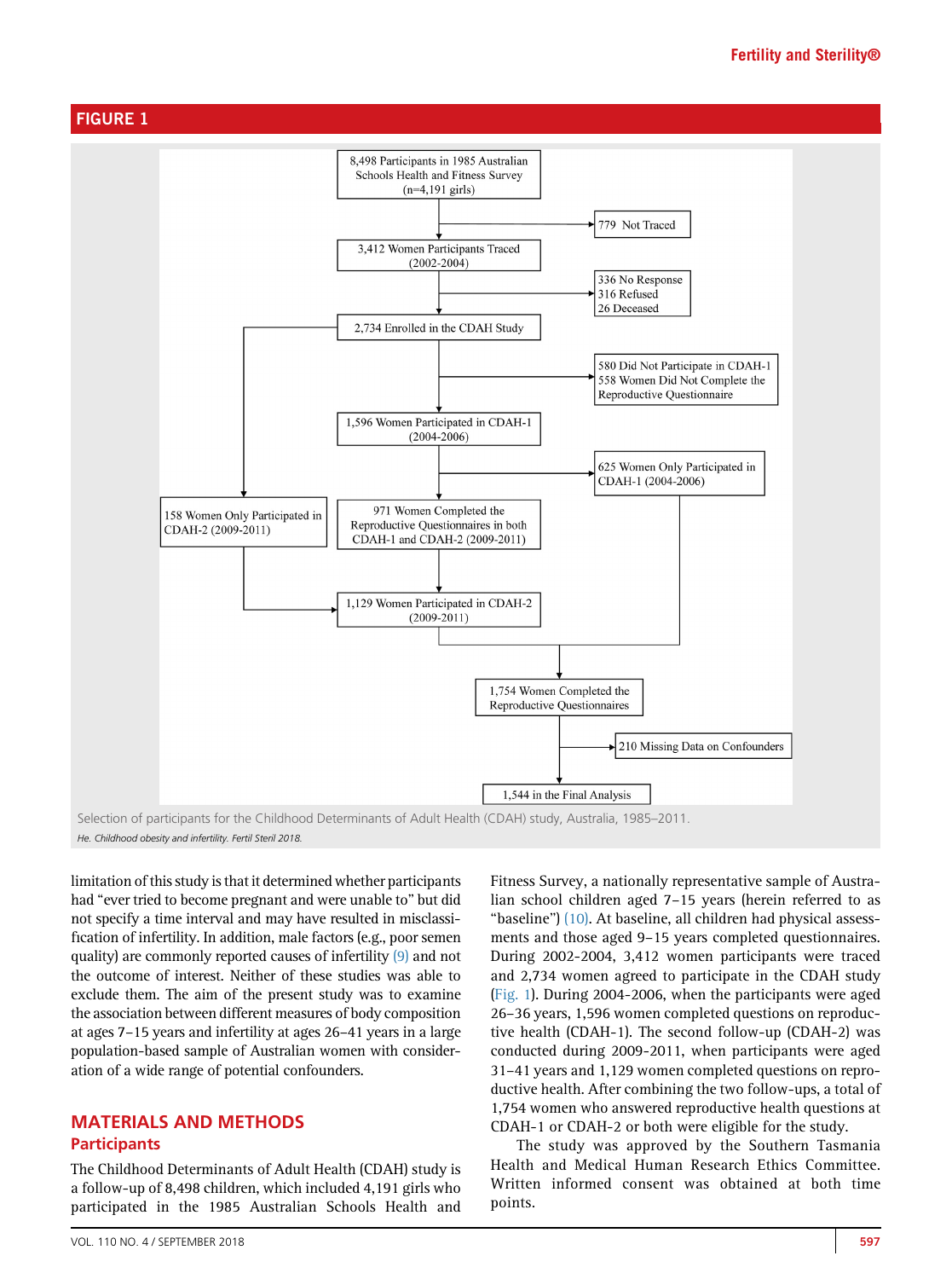**FIGURE 1**

8,498 Participants in 1985 Australian Schools Health and Fitness Survey (n=4,191 girls)

779 Not Traced

3,412 Women Participants Traced (2002-2004)

336 No Response
316 Refused
26 Deceased

2,734 Enrolled in the CDAH Study

580 Did Not Participate in CDAH-1
558 Women Did Not Complete the Reproductive Questionnaire

1,596 Women Participated in CDAH-1 (2004-2006)

625 Women Only Participated in CDAH-1 (2004-2006)

158 Women Only Participated in CDAH-2 (2009-2011)

971 Women Completed the Reproductive Questionnaires in both CDAH-1 and CDAH-2 (2009-2011)

1,129 Women Participated in CDAH-2 (2009-2011)

1,754 Women Completed the Reproductive Questionnaires

210 Missing Data on Confounders

1,544 in the Final Analysis

Selection of participants for the Childhood Determinants of Adult Health (CDAH) study, Australia, 1985–2011.

*He. Childhood obesity and infertility. Fertil Steril 2018.*

limitation of this study is that it determined whether participants had "ever tried to become pregnant and were unable to" but did not specify a time interval and may have resulted in misclassification of infertility. In addition, male factors (e.g., poor semen quality) are commonly reported causes of infertility (9) and not the outcome of interest. Neither of these studies was able to exclude them. The aim of the present study was to examine the association between different measures of body composition at ages 7–15 years and infertility at ages 26–41 years in a large population-based sample of Australian women with consideration of a wide range of potential confounders.

## MATERIALS AND METHODS

### Participants

The Childhood Determinants of Adult Health (CDAH) study is a follow-up of 8,498 children, which included 4,191 girls who participated in the 1985 Australian Schools Health and Fitness Survey, a nationally representative sample of Australian school children aged 7–15 years (herein referred to as "baseline") (10). At baseline, all children had physical assessments and those aged 9–15 years completed questionnaires. During 2002-2004, 3,412 women participants were traced and 2,734 women agreed to participate in the CDAH study (Fig. 1). During 2004-2006, when the participants were aged 26–36 years, 1,596 women completed questions on reproductive health (CDAH-1). The second follow-up (CDAH-2) was conducted during 2009-2011, when participants were aged 31–41 years and 1,129 women completed questions on reproductive health. After combining the two follow-ups, a total of 1,754 women who answered reproductive health questions at CDAH-1 or CDAH-2 or both were eligible for the study.

The study was approved by the Southern Tasmania Health and Medical Human Research Ethics Committee. Written informed consent was obtained at both time points.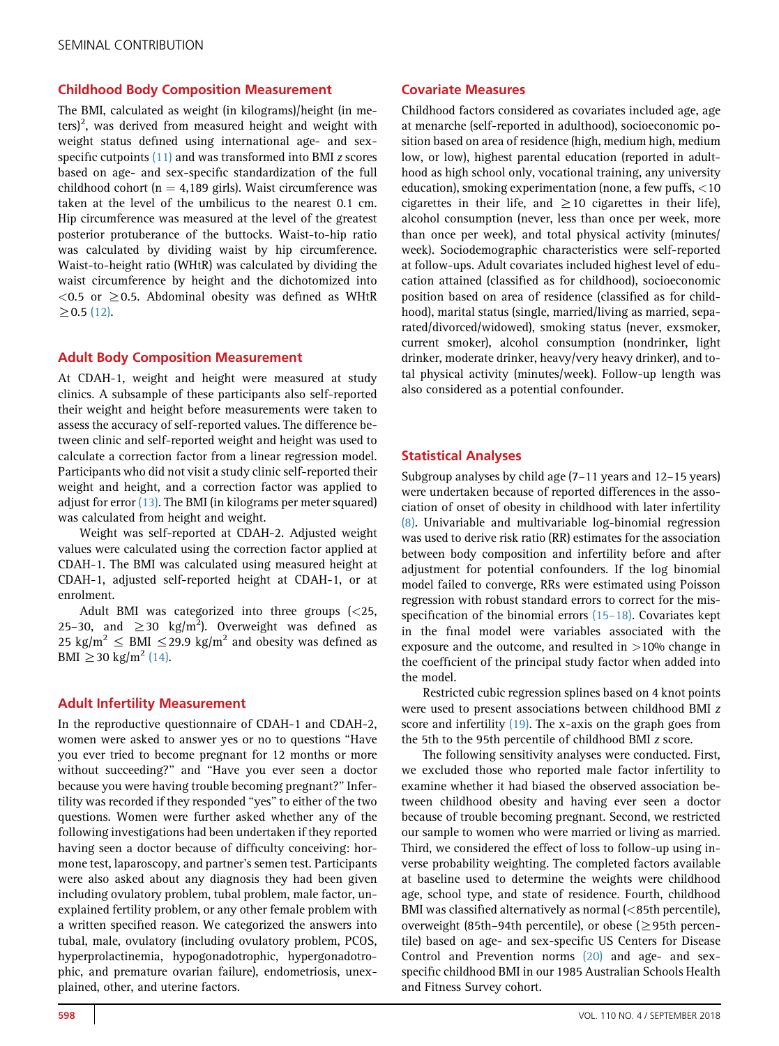## Childhood Body Composition Measurement

The BMI, calculated as weight (in kilograms)/height (in meters)$^2$, was derived from measured height and weight with weight status defined using international age- and sex-specific cutpoints (11) and was transformed into BMI *z* scores based on age- and sex-specific standardization of the full childhood cohort (n = 4,189 girls). Waist circumference was taken at the level of the umbilicus to the nearest 0.1 cm. Hip circumference was measured at the level of the greatest posterior protuberance of the buttocks. Waist-to-hip ratio was calculated by dividing waist by hip circumference. Waist-to-height ratio (WHtR) was calculated by dividing the waist circumference by height and the dichotomized into <0.5 or ≥0.5. Abdominal obesity was defined as WHtR ≥0.5 (12).

## Adult Body Composition Measurement

At CDAH-1, weight and height were measured at study clinics. A subsample of these participants also self-reported their weight and height before measurements were taken to assess the accuracy of self-reported values. The difference between clinic and self-reported weight and height was used to calculate a correction factor from a linear regression model. Participants who did not visit a study clinic self-reported their weight and height, and a correction factor was applied to adjust for error (13). The BMI (in kilograms per meter squared) was calculated from height and weight.

Weight was self-reported at CDAH-2. Adjusted weight values were calculated using the correction factor applied at CDAH-1. The BMI was calculated using measured height at CDAH-1, adjusted self-reported height at CDAH-1, or at enrolment.

Adult BMI was categorized into three groups (<25, 25–30, and ≥30 kg/m$^2$). Overweight was defined as 25 kg/m$^2$ ≤ BMI ≤29.9 kg/m$^2$ and obesity was defined as BMI ≥30 kg/m$^2$ (14).

## Adult Infertility Measurement

In the reproductive questionnaire of CDAH-1 and CDAH-2, women were asked to answer yes or no to questions "Have you ever tried to become pregnant for 12 months or more without succeeding?" and "Have you ever seen a doctor because you were having trouble becoming pregnant?" Infertility was recorded if they responded "yes" to either of the two questions. Women were further asked whether any of the following investigations had been undertaken if they reported having seen a doctor because of difficulty conceiving: hormone test, laparoscopy, and partner's semen test. Participants were also asked about any diagnosis they had been given including ovulatory problem, tubal problem, male factor, unexplained fertility problem, or any other female problem with a written specified reason. We categorized the answers into tubal, male, ovulatory (including ovulatory problem, PCOS, hyperprolactinemia, hypogonadotrophic, hypergonadotrophic, and premature ovarian failure), endometriosis, unexplained, other, and uterine factors.

## Covariate Measures

Childhood factors considered as covariates included age, age at menarche (self-reported in adulthood), socioeconomic position based on area of residence (high, medium high, medium low, or low), highest parental education (reported in adulthood as high school only, vocational training, any university education), smoking experimentation (none, a few puffs, <10 cigarettes in their life, and ≥10 cigarettes in their life), alcohol consumption (never, less than once per week, more than once per week), and total physical activity (minutes/week). Sociodemographic characteristics were self-reported at follow-ups. Adult covariates included highest level of education attained (classified as for childhood), socioeconomic position based on area of residence (classified as for childhood), marital status (single, married/living as married, separated/divorced/widowed), smoking status (never, exsmoker, current smoker), alcohol consumption (nondrinker, light drinker, moderate drinker, heavy/very heavy drinker), and total physical activity (minutes/week). Follow-up length was also considered as a potential confounder.

## Statistical Analyses

Subgroup analyses by child age (7–11 years and 12–15 years) were undertaken because of reported differences in the association of onset of obesity in childhood with later infertility (8). Univariable and multivariable log-binomial regression was used to derive risk ratio (RR) estimates for the association between body composition and infertility before and after adjustment for potential confounders. If the log binomial model failed to converge, RRs were estimated using Poisson regression with robust standard errors to correct for the misspecification of the binomial errors (15–18). Covariates kept in the final model were variables associated with the exposure and the outcome, and resulted in >10% change in the coefficient of the principal study factor when added into the model.

Restricted cubic regression splines based on 4 knot points were used to present associations between childhood BMI *z* score and infertility (19). The x-axis on the graph goes from the 5th to the 95th percentile of childhood BMI *z* score.

The following sensitivity analyses were conducted. First, we excluded those who reported male factor infertility to examine whether it had biased the observed association between childhood obesity and having ever seen a doctor because of trouble becoming pregnant. Second, we restricted our sample to women who were married or living as married. Third, we considered the effect of loss to follow-up using inverse probability weighting. The completed factors available at baseline used to determine the weights were childhood age, school type, and state of residence. Fourth, childhood BMI was classified alternatively as normal (<85th percentile), overweight (85th–94th percentile), or obese (≥95th percentile) based on age- and sex-specific US Centers for Disease Control and Prevention norms (20) and age- and sex-specific childhood BMI in our 1985 Australian Schools Health and Fitness Survey cohort.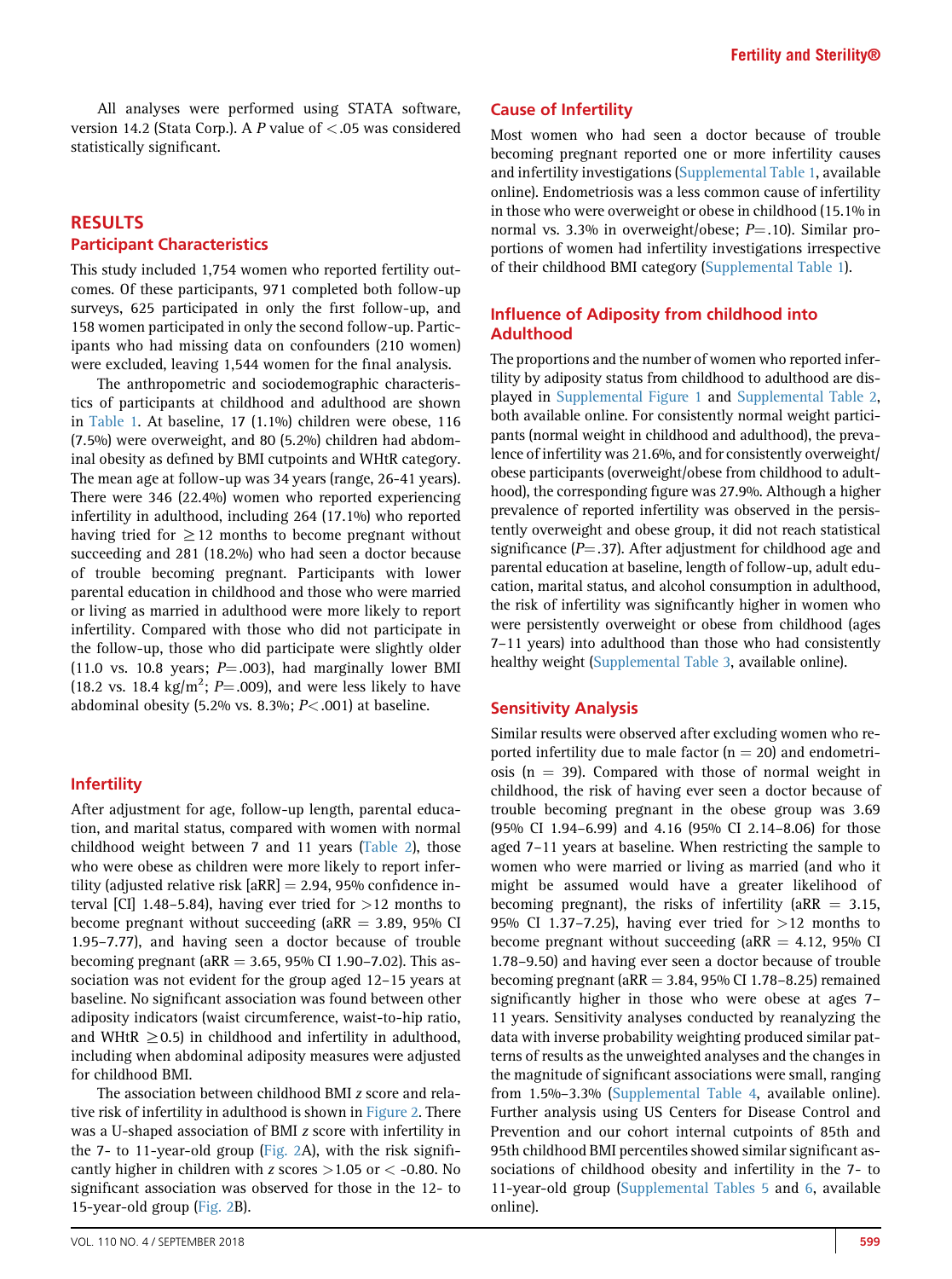All analyses were performed using STATA software, version 14.2 (Stata Corp.). A *P* value of $<.05$ was considered statistically significant.

## RESULTS

### Participant Characteristics

This study included 1,754 women who reported fertility outcomes. Of these participants, 971 completed both follow-up surveys, 625 participated in only the first follow-up, and 158 women participated in only the second follow-up. Participants who had missing data on confounders (210 women) were excluded, leaving 1,544 women for the final analysis.

The anthropometric and sociodemographic characteristics of participants at childhood and adulthood are shown in Table 1. At baseline, 17 (1.1%) children were obese, 116 (7.5%) were overweight, and 80 (5.2%) children had abdominal obesity as defined by BMI cutpoints and WHtR category. The mean age at follow-up was 34 years (range, 26-41 years). There were 346 (22.4%) women who reported experiencing infertility in adulthood, including 264 (17.1%) who reported having tried for $\geq$12 months to become pregnant without succeeding and 281 (18.2%) who had seen a doctor because of trouble becoming pregnant. Participants with lower parental education in childhood and those who were married or living as married in adulthood were more likely to report infertility. Compared with those who did not participate in the follow-up, those who did participate were slightly older (11.0 vs. 10.8 years; $P=.003$), had marginally lower BMI (18.2 vs. 18.4 kg/m$^2$; $P=.009$), and were less likely to have abdominal obesity (5.2% vs. 8.3%; $P<.001$) at baseline.

### Infertility

After adjustment for age, follow-up length, parental education, and marital status, compared with women with normal childhood weight between 7 and 11 years (Table 2), those who were obese as children were more likely to report infertility (adjusted relative risk [aRR] = 2.94, 95% confidence interval [CI] 1.48–5.84), having ever tried for >12 months to become pregnant without succeeding (aRR = 3.89, 95% CI 1.95–7.77), and having seen a doctor because of trouble becoming pregnant (aRR = 3.65, 95% CI 1.90–7.02). This association was not evident for the group aged 12–15 years at baseline. No significant association was found between other adiposity indicators (waist circumference, waist-to-hip ratio, and WHtR $\geq$0.5) in childhood and infertility in adulthood, including when abdominal adiposity measures were adjusted for childhood BMI.

The association between childhood BMI *z* score and relative risk of infertility in adulthood is shown in Figure 2. There was a U-shaped association of BMI *z* score with infertility in the 7- to 11-year-old group (Fig. 2A), with the risk significantly higher in children with *z* scores >1.05 or < -0.80. No significant association was observed for those in the 12- to 15-year-old group (Fig. 2B).

### Cause of Infertility

Most women who had seen a doctor because of trouble becoming pregnant reported one or more infertility causes and infertility investigations (Supplemental Table 1, available online). Endometriosis was a less common cause of infertility in those who were overweight or obese in childhood (15.1% in normal vs. 3.3% in overweight/obese; $P=.10$). Similar proportions of women had infertility investigations irrespective of their childhood BMI category (Supplemental Table 1).

### Influence of Adiposity from childhood into Adulthood

The proportions and the number of women who reported infertility by adiposity status from childhood to adulthood are displayed in Supplemental Figure 1 and Supplemental Table 2, both available online. For consistently normal weight participants (normal weight in childhood and adulthood), the prevalence of infertility was 21.6%, and for consistently overweight/obese participants (overweight/obese from childhood to adulthood), the corresponding figure was 27.9%. Although a higher prevalence of reported infertility was observed in the persistently overweight and obese group, it did not reach statistical significance ($P=.37$). After adjustment for childhood age and parental education at baseline, length of follow-up, adult education, marital status, and alcohol consumption in adulthood, the risk of infertility was significantly higher in women who were persistently overweight or obese from childhood (ages 7–11 years) into adulthood than those who had consistently healthy weight (Supplemental Table 3, available online).

### Sensitivity Analysis

Similar results were observed after excluding women who reported infertility due to male factor (n = 20) and endometriosis (n = 39). Compared with those of normal weight in childhood, the risk of having ever seen a doctor because of trouble becoming pregnant in the obese group was 3.69 (95% CI 1.94–6.99) and 4.16 (95% CI 2.14–8.06) for those aged 7–11 years at baseline. When restricting the sample to women who were married or living as married (and who it might be assumed would have a greater likelihood of becoming pregnant), the risks of infertility (aRR = 3.15, 95% CI 1.37–7.25), having ever tried for >12 months to become pregnant without succeeding (aRR = 4.12, 95% CI 1.78–9.50) and having ever seen a doctor because of trouble becoming pregnant (aRR = 3.84, 95% CI 1.78–8.25) remained significantly higher in those who were obese at ages 7–11 years. Sensitivity analyses conducted by reanalyzing the data with inverse probability weighting produced similar patterns of results as the unweighted analyses and the changes in the magnitude of significant associations were small, ranging from 1.5%–3.3% (Supplemental Table 4, available online). Further analysis using US Centers for Disease Control and Prevention and our cohort internal cutpoints of 85th and 95th childhood BMI percentiles showed similar significant associations of childhood obesity and infertility in the 7- to 11-year-old group (Supplemental Tables 5 and 6, available online).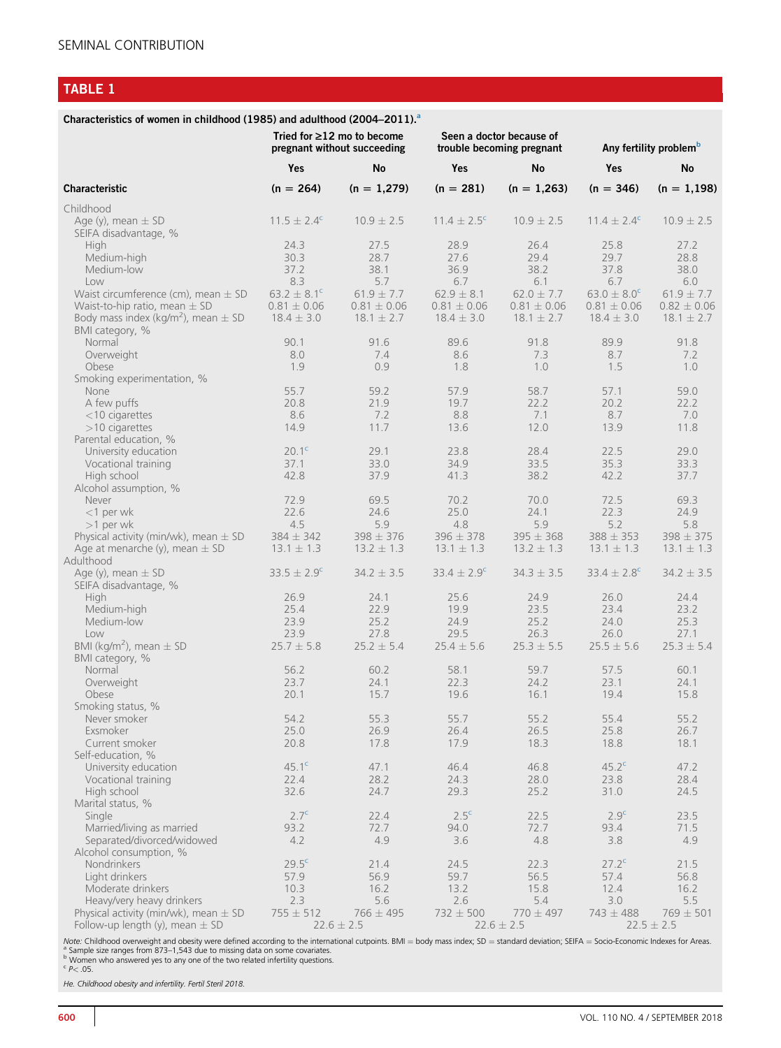## TABLE 1

Characteristics of women in childhood (1985) and adulthood (2004–2011).[a]

| Characteristic | Tried for ≥12 mo to become pregnant without succeeding |  | Seen a doctor because of trouble becoming pregnant |  | Any fertility problem[b] |  |
|---|---|---|---|---|---|---|
|  | Yes | No | Yes | No | Yes | No |
|  | (n = 264) | (n = 1,279) | (n = 281) | (n = 1,263) | (n = 346) | (n = 1,198) |
| Childhood |  |  |  |  |  |  |
| Age (y), mean ± SD | 11.5 ± 2.4[c] | 10.9 ± 2.5 | 11.4 ± 2.5[c] | 10.9 ± 2.5 | 11.4 ± 2.4[c] | 10.9 ± 2.5 |
| SEIFA disadvantage, % |  |  |  |  |  |  |
| High | 24.3 | 27.5 | 28.9 | 26.4 | 25.8 | 27.2 |
| Medium-high | 30.3 | 28.7 | 27.6 | 29.4 | 29.7 | 28.8 |
| Medium-low | 37.2 | 38.1 | 36.9 | 38.2 | 37.8 | 38.0 |
| Low | 8.3 | 5.7 | 6.7 | 6.1 | 6.7 | 6.0 |
| Waist circumference (cm), mean ± SD | 63.2 ± 8.1[c] | 61.9 ± 7.7 | 62.9 ± 8.1 | 62.0 ± 7.7 | 63.0 ± 8.0[c] | 61.9 ± 7.7 |
| Waist-to-hip ratio, mean ± SD | 0.81 ± 0.06 | 0.81 ± 0.06 | 0.81 ± 0.06 | 0.81 ± 0.06 | 0.81 ± 0.06 | 0.82 ± 0.06 |
| Body mass index (kg/m²), mean ± SD | 18.4 ± 3.0 | 18.1 ± 2.7 | 18.4 ± 3.0 | 18.1 ± 2.7 | 18.4 ± 3.0 | 18.1 ± 2.7 |
| BMI category, % |  |  |  |  |  |  |
| Normal | 90.1 | 91.6 | 89.6 | 91.8 | 89.9 | 91.8 |
| Overweight | 8.0 | 7.4 | 8.6 | 7.3 | 8.7 | 7.2 |
| Obese | 1.9 | 0.9 | 1.8 | 1.0 | 1.5 | 1.0 |
| Smoking experimentation, % |  |  |  |  |  |  |
| None | 55.7 | 59.2 | 57.9 | 58.7 | 57.1 | 59.0 |
| A few puffs | 20.8 | 21.9 | 19.7 | 22.2 | 20.2 | 22.2 |
| <10 cigarettes | 8.6 | 7.2 | 8.8 | 7.1 | 8.7 | 7.0 |
| >10 cigarettes | 14.9 | 11.7 | 13.6 | 12.0 | 13.9 | 11.8 |
| Parental education, % |  |  |  |  |  |  |
| University education | 20.1[c] | 29.1 | 23.8 | 28.4 | 22.5 | 29.0 |
| Vocational training | 37.1 | 33.0 | 34.9 | 33.5 | 35.3 | 33.3 |
| High school | 42.8 | 37.9 | 41.3 | 38.2 | 42.2 | 37.7 |
| Alcohol assumption, % |  |  |  |  |  |  |
| Never | 72.9 | 69.5 | 70.2 | 70.0 | 72.5 | 69.3 |
| <1 per wk | 22.6 | 24.6 | 25.0 | 24.1 | 22.3 | 24.9 |
| >1 per wk | 4.5 | 5.9 | 4.8 | 5.9 | 5.2 | 5.8 |
| Physical activity (min/wk), mean ± SD | 384 ± 342 | 398 ± 376 | 396 ± 378 | 395 ± 368 | 388 ± 353 | 398 ± 375 |
| Age at menarche (y), mean ± SD | 13.1 ± 1.3 | 13.2 ± 1.3 | 13.1 ± 1.3 | 13.2 ± 1.3 | 13.1 ± 1.3 | 13.1 ± 1.3 |
| Adulthood |  |  |  |  |  |  |
| Age (y), mean ± SD | 33.5 ± 2.9[c] | 34.2 ± 3.5 | 33.4 ± 2.9[c] | 34.3 ± 3.5 | 33.4 ± 2.8[c] | 34.2 ± 3.5 |
| SEIFA disadvantage, % |  |  |  |  |  |  |
| High | 26.9 | 24.1 | 25.6 | 24.9 | 26.0 | 24.4 |
| Medium-high | 25.4 | 22.9 | 19.9 | 23.5 | 23.4 | 23.2 |
| Medium-low | 23.9 | 25.2 | 24.9 | 25.2 | 24.0 | 25.3 |
| Low | 23.9 | 27.8 | 29.5 | 26.3 | 26.0 | 27.1 |
| BMI (kg/m²), mean ± SD | 25.7 ± 5.8 | 25.2 ± 5.4 | 25.4 ± 5.6 | 25.3 ± 5.5 | 25.5 ± 5.6 | 25.3 ± 5.4 |
| BMI category, % |  |  |  |  |  |  |
| Normal | 56.2 | 60.2 | 58.1 | 59.7 | 57.5 | 60.1 |
| Overweight | 23.7 | 24.1 | 22.3 | 24.2 | 23.1 | 24.1 |
| Obese | 20.1 | 15.7 | 19.6 | 16.1 | 19.4 | 15.8 |
| Smoking status, % |  |  |  |  |  |  |
| Never smoker | 54.2 | 55.3 | 55.7 | 55.2 | 55.4 | 55.2 |
| Exsmoker | 25.0 | 26.9 | 26.4 | 26.5 | 25.8 | 26.7 |
| Current smoker | 20.8 | 17.8 | 17.9 | 18.3 | 18.8 | 18.1 |
| Self-education, % |  |  |  |  |  |  |
| University education | 45.1[c] | 47.1 | 46.4 | 46.8 | 45.2[c] | 47.2 |
| Vocational training | 22.4 | 28.2 | 24.3 | 28.0 | 23.8 | 28.4 |
| High school | 32.6 | 24.7 | 29.3 | 25.2 | 31.0 | 24.5 |
| Marital status, % |  |  |  |  |  |  |
| Single | 2.7[c] | 22.4 | 2.5[c] | 22.5 | 2.9[c] | 23.5 |
| Married/living as married | 93.2 | 72.7 | 94.0 | 72.7 | 93.4 | 71.5 |
| Separated/divorced/widowed | 4.2 | 4.9 | 3.6 | 4.8 | 3.8 | 4.9 |
| Alcohol consumption, % |  |  |  |  |  |  |
| Nondrinkers | 29.5[c] | 21.4 | 24.5 | 22.3 | 27.2[c] | 21.5 |
| Light drinkers | 57.9 | 56.9 | 59.7 | 56.5 | 57.4 | 56.8 |
| Moderate drinkers | 10.3 | 16.2 | 13.2 | 15.8 | 12.4 | 16.2 |
| Heavy/very heavy drinkers | 2.3 | 5.6 | 2.6 | 5.4 | 3.0 | 5.5 |
| Physical activity (min/wk), mean ± SD | 755 ± 512 | 766 ± 495 | 732 ± 500 | 770 ± 497 | 743 ± 488 | 769 ± 501 |
| Follow-up length (y), mean ± SD | 22.6 ± 2.5 |  | 22.6 ± 2.5 |  | 22.5 ± 2.5 |  |

*Note:* Childhood overweight and obesity were defined according to the international cutpoints. BMI = body mass index; SD = standard deviation; SEIFA = Socio-Economic Indexes for Areas.
[a] Sample size ranges from 873–1,543 due to missing data on some covariates.
[b] Women who answered yes to any one of the two related infertility questions.
[c] $P < .05$.

*He. Childhood obesity and infertility. Fertil Steril 2018.*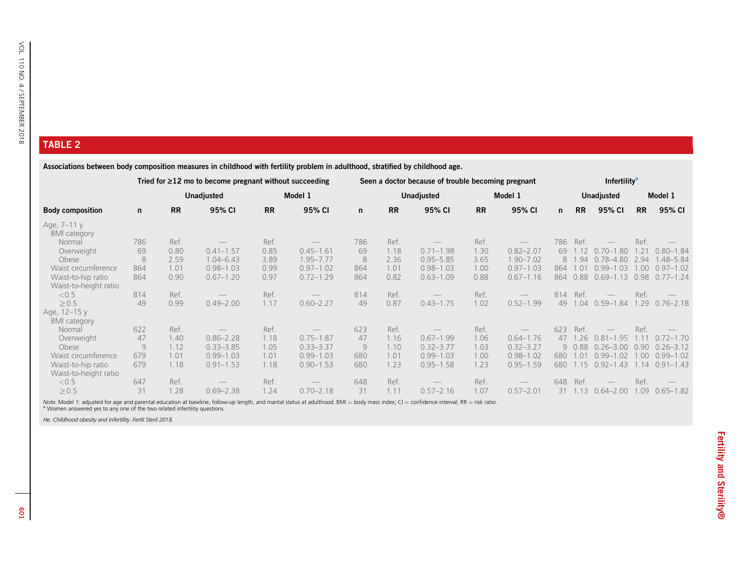**TABLE 2**

Associations between body composition measures in childhood with fertility problem in adulthood, stratified by childhood age.

| Body composition | Tried for ≥12 mo to become pregnant without succeeding | | | | | Seen a doctor because of trouble becoming pregnant | | | | | Infertility[a] | | | | |
|---|---|---|---|---|---|---|---|---|---|---|---|---|---|---|---|
| | | Unadjusted | | Model 1 | | | Unadjusted | | Model 1 | | | Unadjusted | | Model 1 | |
| | n | RR | 95% CI | RR | 95% CI | n | RR | 95% CI | RR | 95% CI | n | RR | 95% CI | RR | 95% CI |
| Age, 7–11 y | | | | | | | | | | | | | | | |
| BMI category | | | | | | | | | | | | | | | |
| Normal | 786 | Ref. | — | Ref. | — | 786 | Ref. | — | Ref. | — | 786 | Ref. | — | Ref. | — |
| Overweight | 69 | 0.80 | 0.41–1.57 | 0.85 | 0.45–1.61 | 69 | 1.18 | 0.71–1.98 | 1.30 | 0.82–2.07 | 69 | 1.12 | 0.70–1.80 | 1.21 | 0.80–1.84 |
| Obese | 8 | 2.59 | 1.04–6.43 | 3.89 | 1.95–7.77 | 8 | 2.36 | 0.95–5.85 | 3.65 | 1.90–7.02 | 8 | 1.94 | 0.78–4.80 | 2.94 | 1.48–5.84 |
| Waist circumference | 864 | 1.01 | 0.98–1.03 | 0.99 | 0.97–1.02 | 864 | 1.01 | 0.98–1.03 | 1.00 | 0.97–1.03 | 864 | 1.01 | 0.99–1.03 | 1.00 | 0.97–1.02 |
| Waist-to-hip ratio | 864 | 0.90 | 0.67–1.20 | 0.97 | 0.72–1.29 | 864 | 0.82 | 0.63–1.09 | 0.88 | 0.67–1.16 | 864 | 0.88 | 0.69–1.13 | 0.98 | 0.77–1.24 |
| Waist-to-height ratio | | | | | | | | | | | | | | | |
| <0.5 | 814 | Ref. | — | Ref. | — | 814 | Ref. | — | Ref. | — | 814 | Ref. | — | Ref. | — |
| ≥0.5 | 49 | 0.99 | 0.49–2.00 | 1.17 | 0.60–2.27 | 49 | 0.87 | 0.43–1.75 | 1.02 | 0.52–1.99 | 49 | 1.04 | 0.59–1.84 | 1.29 | 0.76–2.18 |
| Age, 12–15 y | | | | | | | | | | | | | | | |
| BMI category | | | | | | | | | | | | | | | |
| Normal | 622 | Ref. | — | Ref. | — | 623 | Ref. | — | Ref. | — | 623 | Ref. | — | Ref. | — |
| Overweight | 47 | 1.40 | 0.86–2.28 | 1.18 | 0.75–1.87 | 47 | 1.16 | 0.67–1.99 | 1.06 | 0.64–1.76 | 47 | 1.26 | 0.81–1.95 | 1.11 | 0.72–1.70 |
| Obese | 9 | 1.12 | 0.33–3.85 | 1.05 | 0.33–3.37 | 9 | 1.10 | 0.32–3.77 | 1.03 | 0.32–3.27 | 9 | 0.88 | 0.26–3.00 | 0.90 | 0.26–3.12 |
| Waist circumference | 679 | 1.01 | 0.99–1.03 | 1.01 | 0.99–1.03 | 680 | 1.01 | 0.99–1.03 | 1.00 | 0.98–1.02 | 680 | 1.01 | 0.99–1.02 | 1.00 | 0.99–1.02 |
| Waist-to-hip ratio | 679 | 1.18 | 0.91–1.53 | 1.18 | 0.90–1.53 | 680 | 1.23 | 0.95–1.58 | 1.23 | 0.95–1.59 | 680 | 1.15 | 0.92–1.43 | 1.14 | 0.91–1.43 |
| Waist-to-height ratio | | | | | | | | | | | | | | | |
| <0.5 | 647 | Ref. | — | Ref. | — | 648 | Ref. | — | Ref. | — | 648 | Ref. | — | Ref. | — |
| ≥0.5 | 31 | 1.28 | 0.69–2.38 | 1.24 | 0.70–2.18 | 31 | 1.11 | 0.57–2.16 | 1.07 | 0.57–2.01 | 31 | 1.13 | 0.64–2.00 | 1.09 | 0.65–1.82 |

*Note:* Model 1: adjusted for age and parental education at baseline, follow-up length, and marital status at adulthood. BMI = body mass index; CI = confidence interval; RR = risk ratio.
[a] Women answered yes to any one of the two related infertility questions.

*He. Childhood obesity and infertility. Fertil Steril 2018.*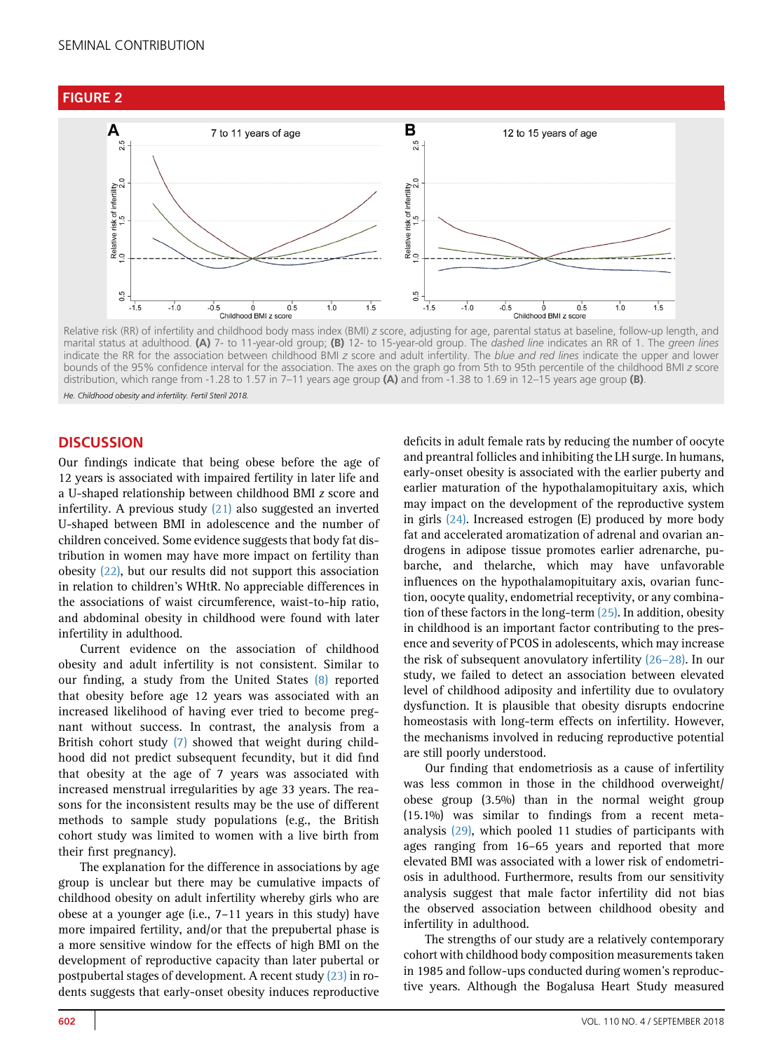## FIGURE 2

Relative risk (RR) of infertility and childhood body mass index (BMI) *z* score, adjusting for age, parental status at baseline, follow-up length, and marital status at adulthood. **(A)** 7- to 11-year-old group; **(B)** 12- to 15-year-old group. The *dashed line* indicates an RR of 1. The *green lines* indicate the RR for the association between childhood BMI *z* score and adult infertility. The *blue and red lines* indicate the upper and lower bounds of the 95% confidence interval for the association. The axes on the graph go from 5th to 95th percentile of the childhood BMI *z* score distribution, which range from -1.28 to 1.57 in 7–11 years age group **(A)** and from -1.38 to 1.69 in 12–15 years age group **(B)**.

*He. Childhood obesity and infertility. Fertil Steril 2018.*

## DISCUSSION

Our findings indicate that being obese before the age of 12 years is associated with impaired fertility in later life and a U-shaped relationship between childhood BMI *z* score and infertility. A previous study (21) also suggested an inverted U-shaped between BMI in adolescence and the number of children conceived. Some evidence suggests that body fat distribution in women may have more impact on fertility than obesity (22), but our results did not support this association in relation to children's WHtR. No appreciable differences in the associations of waist circumference, waist-to-hip ratio, and abdominal obesity in childhood were found with later infertility in adulthood.

Current evidence on the association of childhood obesity and adult infertility is not consistent. Similar to our finding, a study from the United States (8) reported that obesity before age 12 years was associated with an increased likelihood of having ever tried to become pregnant without success. In contrast, the analysis from a British cohort study (7) showed that weight during childhood did not predict subsequent fecundity, but it did find that obesity at the age of 7 years was associated with increased menstrual irregularities by age 33 years. The reasons for the inconsistent results may be the use of different methods to sample study populations (e.g., the British cohort study was limited to women with a live birth from their first pregnancy).

The explanation for the difference in associations by age group is unclear but there may be cumulative impacts of childhood obesity on adult infertility whereby girls who are obese at a younger age (i.e., 7–11 years in this study) have more impaired fertility, and/or that the prepubertal phase is a more sensitive window for the effects of high BMI on the development of reproductive capacity than later pubertal or postpubertal stages of development. A recent study (23) in rodents suggests that early-onset obesity induces reproductive deficits in adult female rats by reducing the number of oocyte and preantral follicles and inhibiting the LH surge. In humans, early-onset obesity is associated with the earlier puberty and earlier maturation of the hypothalamopituitary axis, which may impact on the development of the reproductive system in girls (24). Increased estrogen (E) produced by more body fat and accelerated aromatization of adrenal and ovarian androgens in adipose tissue promotes earlier adrenarche, pubarche, and thelarche, which may have unfavorable influences on the hypothalamopituitary axis, ovarian function, oocyte quality, endometrial receptivity, or any combination of these factors in the long-term (25). In addition, obesity in childhood is an important factor contributing to the presence and severity of PCOS in adolescents, which may increase the risk of subsequent anovulatory infertility (26–28). In our study, we failed to detect an association between elevated level of childhood adiposity and infertility due to ovulatory dysfunction. It is plausible that obesity disrupts endocrine homeostasis with long-term effects on infertility. However, the mechanisms involved in reducing reproductive potential are still poorly understood.

Our finding that endometriosis as a cause of infertility was less common in those in the childhood overweight/obese group (3.5%) than in the normal weight group (15.1%) was similar to findings from a recent meta-analysis (29), which pooled 11 studies of participants with ages ranging from 16–65 years and reported that more elevated BMI was associated with a lower risk of endometriosis in adulthood. Furthermore, results from our sensitivity analysis suggest that male factor infertility did not bias the observed association between childhood obesity and infertility in adulthood.

The strengths of our study are a relatively contemporary cohort with childhood body composition measurements taken in 1985 and follow-ups conducted during women's reproductive years. Although the Bogalusa Heart Study measured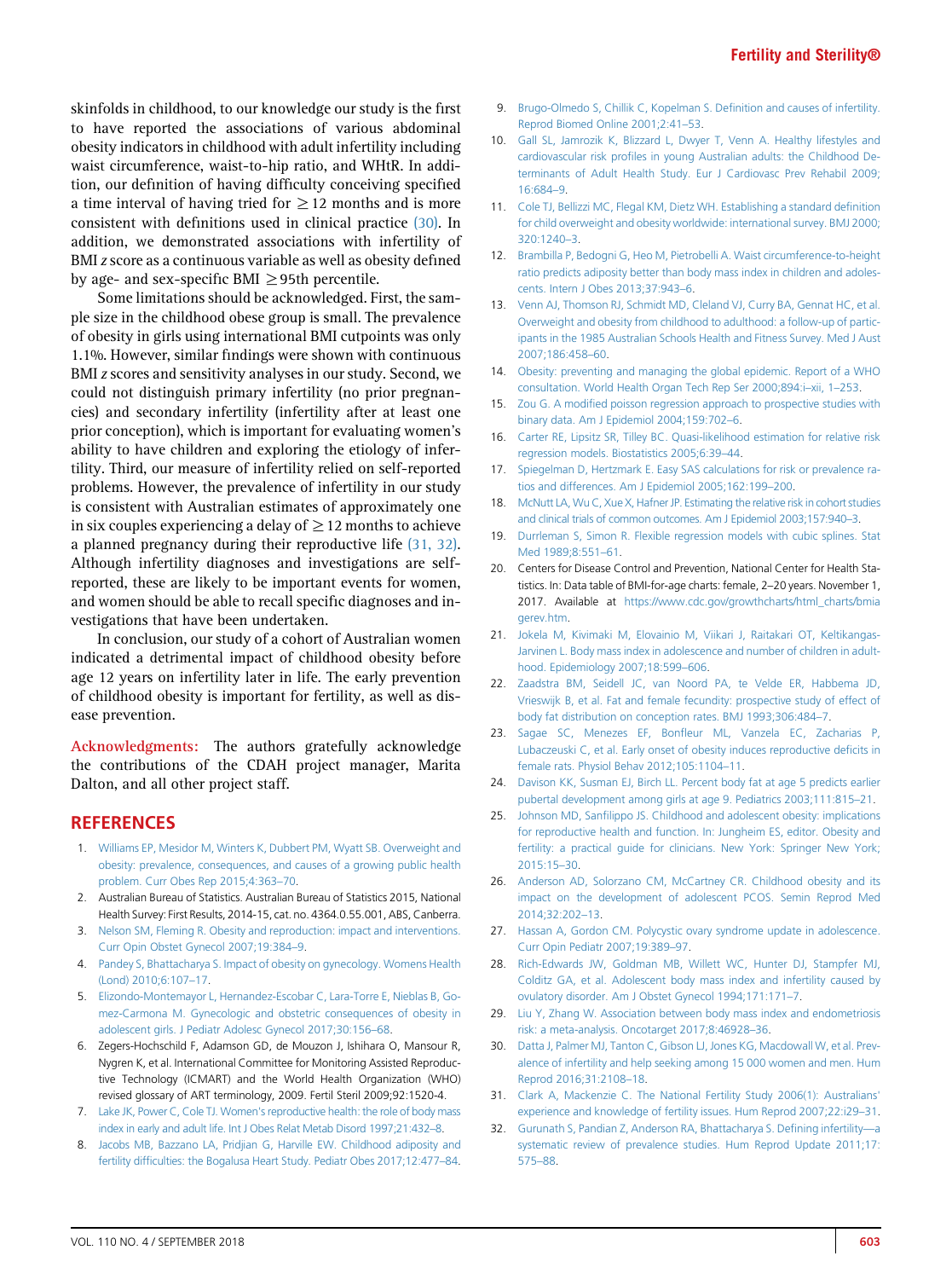skinfolds in childhood, to our knowledge our study is the first to have reported the associations of various abdominal obesity indicators in childhood with adult infertility including waist circumference, waist-to-hip ratio, and WHtR. In addition, our definition of having difficulty conceiving specified a time interval of having tried for $\geq 12$ months and is more consistent with definitions used in clinical practice (30). In addition, we demonstrated associations with infertility of BMI *z* score as a continuous variable as well as obesity defined by age- and sex-specific BMI $\geq$95th percentile.

Some limitations should be acknowledged. First, the sample size in the childhood obese group is small. The prevalence of obesity in girls using international BMI cutpoints was only 1.1%. However, similar findings were shown with continuous BMI *z* scores and sensitivity analyses in our study. Second, we could not distinguish primary infertility (no prior pregnancies) and secondary infertility (infertility after at least one prior conception), which is important for evaluating women's ability to have children and exploring the etiology of infertility. Third, our measure of infertility relied on self-reported problems. However, the prevalence of infertility in our study is consistent with Australian estimates of approximately one in six couples experiencing a delay of $\geq 12$ months to achieve a planned pregnancy during their reproductive life (31, 32). Although infertility diagnoses and investigations are self-reported, these are likely to be important events for women, and women should be able to recall specific diagnoses and investigations that have been undertaken.

In conclusion, our study of a cohort of Australian women indicated a detrimental impact of childhood obesity before age 12 years on infertility later in life. The early prevention of childhood obesity is important for fertility, as well as disease prevention.

**Acknowledgments:** The authors gratefully acknowledge the contributions of the CDAH project manager, Marita Dalton, and all other project staff.

## REFERENCES

1. Williams EP, Mesidor M, Winters K, Dubbert PM, Wyatt SB. Overweight and obesity: prevalence, consequences, and causes of a growing public health problem. Curr Obes Rep 2015;4:363–70.
2. Australian Bureau of Statistics. Australian Bureau of Statistics 2015, National Health Survey: First Results, 2014-15, cat. no. 4364.0.55.001, ABS, Canberra.
3. Nelson SM, Fleming R. Obesity and reproduction: impact and interventions. Curr Opin Obstet Gynecol 2007;19:384–9.
4. Pandey S, Bhattacharya S. Impact of obesity on gynecology. Womens Health (Lond) 2010;6:107–17.
5. Elizondo-Montemayor L, Hernandez-Escobar C, Lara-Torre E, Nieblas B, Gomez-Carmona M. Gynecologic and obstetric consequences of obesity in adolescent girls. J Pediatr Adolesc Gynecol 2017;30:156–68.
6. Zegers-Hochschild F, Adamson GD, de Mouzon J, Ishihara O, Mansour R, Nygren K, et al. International Committee for Monitoring Assisted Reproductive Technology (ICMART) and the World Health Organization (WHO) revised glossary of ART terminology, 2009. Fertil Steril 2009;92:1520-4.
7. Lake JK, Power C, Cole TJ. Women's reproductive health: the role of body mass index in early and adult life. Int J Obes Relat Metab Disord 1997;21:432–8.
8. Jacobs MB, Bazzano LA, Pridjian G, Harville EW. Childhood adiposity and fertility difficulties: the Bogalusa Heart Study. Pediatr Obes 2017;12:477–84.
9. Brugo-Olmedo S, Chillik C, Kopelman S. Definition and causes of infertility. Reprod Biomed Online 2001;2:41–53.
10. Gall SL, Jamrozik K, Blizzard L, Dwyer T, Venn A. Healthy lifestyles and cardiovascular risk profiles in young Australian adults: the Childhood Determinants of Adult Health Study. Eur J Cardiovasc Prev Rehabil 2009;16:684–9.
11. Cole TJ, Bellizzi MC, Flegal KM, Dietz WH. Establishing a standard definition for child overweight and obesity worldwide: international survey. BMJ 2000;320:1240–3.
12. Brambilla P, Bedogni G, Heo M, Pietrobelli A. Waist circumference-to-height ratio predicts adiposity better than body mass index in children and adolescents. Intern J Obes 2013;37:943–6.
13. Venn AJ, Thomson RJ, Schmidt MD, Cleland VJ, Curry BA, Gennat HC, et al. Overweight and obesity from childhood to adulthood: a follow-up of participants in the 1985 Australian Schools Health and Fitness Survey. Med J Aust 2007;186:458–60.
14. Obesity: preventing and managing the global epidemic. Report of a WHO consultation. World Health Organ Tech Rep Ser 2000;894:i–xii, 1–253.
15. Zou G. A modified poisson regression approach to prospective studies with binary data. Am J Epidemiol 2004;159:702–6.
16. Carter RE, Lipsitz SR, Tilley BC. Quasi-likelihood estimation for relative risk regression models. Biostatistics 2005;6:39–44.
17. Spiegelman D, Hertzmark E. Easy SAS calculations for risk or prevalence ratios and differences. Am J Epidemiol 2005;162:199–200.
18. McNutt LA, Wu C, Xue X, Hafner JP. Estimating the relative risk in cohort studies and clinical trials of common outcomes. Am J Epidemiol 2003;157:940–3.
19. Durrleman S, Simon R. Flexible regression models with cubic splines. Stat Med 1989;8:551–61.
20. Centers for Disease Control and Prevention, National Center for Health Statistics. In: Data table of BMI-for-age charts: female, 2–20 years. November 1, 2017. Available at https://www.cdc.gov/growthcharts/html_charts/bmiagerev.htm.
21. Jokela M, Kivimaki M, Elovainio M, Viikari J, Raitakari OT, Keltikangas-Jarvinen L. Body mass index in adolescence and number of children in adulthood. Epidemiology 2007;18:599–606.
22. Zaadstra BM, Seidell JC, van Noord PA, te Velde ER, Habbema JD, Vrieswijk B, et al. Fat and female fecundity: prospective study of effect of body fat distribution on conception rates. BMJ 1993;306:484–7.
23. Sagae SC, Menezes EF, Bonfleur ML, Vanzela EC, Zacharias P, Lubaczeuski C, et al. Early onset of obesity induces reproductive deficits in female rats. Physiol Behav 2012;105:1104–11.
24. Davison KK, Susman EJ, Birch LL. Percent body fat at age 5 predicts earlier pubertal development among girls at age 9. Pediatrics 2003;111:815–21.
25. Johnson MD, Sanfilippo JS. Childhood and adolescent obesity: implications for reproductive health and function. In: Jungheim ES, editor. Obesity and fertility: a practical guide for clinicians. New York: Springer New York; 2015:15–30.
26. Anderson AD, Solorzano CM, McCartney CR. Childhood obesity and its impact on the development of adolescent PCOS. Semin Reprod Med 2014;32:202–13.
27. Hassan A, Gordon CM. Polycystic ovary syndrome update in adolescence. Curr Opin Pediatr 2007;19:389–97.
28. Rich-Edwards JW, Goldman MB, Willett WC, Hunter DJ, Stampfer MJ, Colditz GA, et al. Adolescent body mass index and infertility caused by ovulatory disorder. Am J Obstet Gynecol 1994;171:171–7.
29. Liu Y, Zhang W. Association between body mass index and endometriosis risk: a meta-analysis. Oncotarget 2017;8:46928–36.
30. Datta J, Palmer MJ, Tanton C, Gibson LJ, Jones KG, Macdowall W, et al. Prevalence of infertility and help seeking among 15 000 women and men. Hum Reprod 2016;31:2108–18.
31. Clark A, Mackenzie C. The National Fertility Study 2006(1): Australians' experience and knowledge of fertility issues. Hum Reprod 2007;22:i29–31.
32. Gurunath S, Pandian Z, Anderson RA, Bhattacharya S. Defining infertility—a systematic review of prevalence studies. Hum Reprod Update 2011;17:575–88.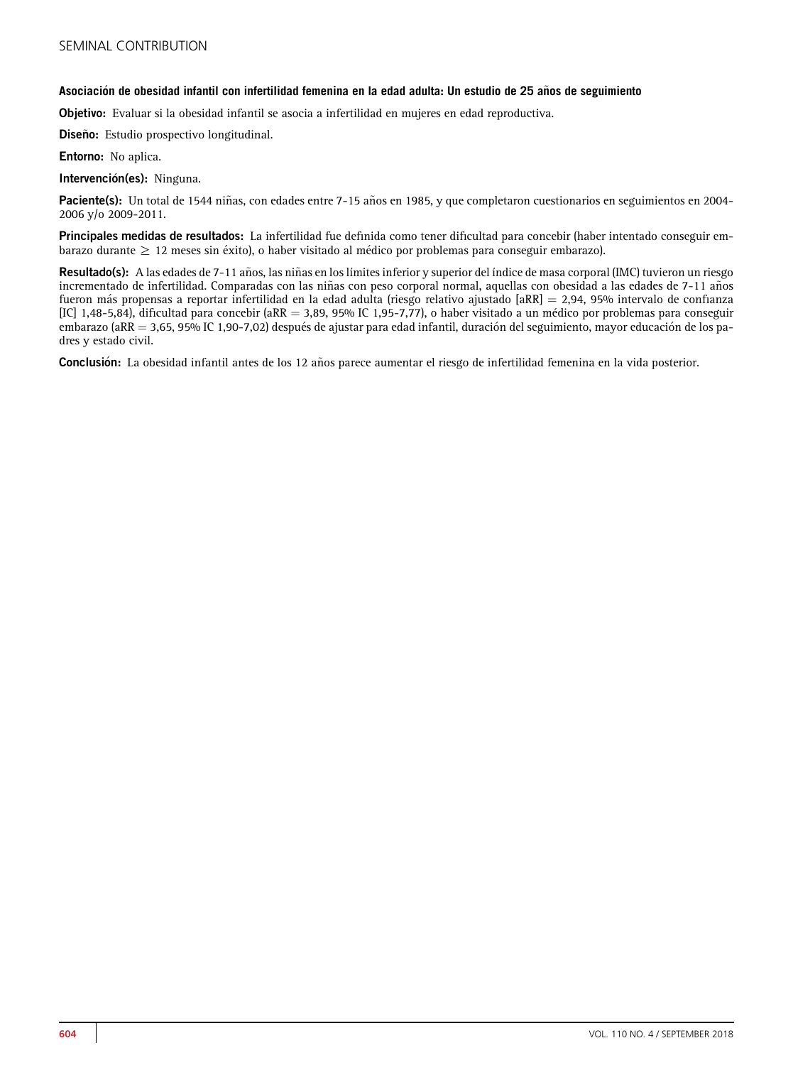**Asociación de obesidad infantil con infertilidad femenina en la edad adulta: Un estudio de 25 años de seguimiento**

**Objetivo:** Evaluar si la obesidad infantil se asocia a infertilidad en mujeres en edad reproductiva.

**Diseño:** Estudio prospectivo longitudinal.

**Entorno:** No aplica.

**Intervención(es):** Ninguna.

**Paciente(s):** Un total de 1544 niñas, con edades entre 7-15 años en 1985, y que completaron cuestionarios en seguimientos en 2004-2006 y/o 2009-2011.

**Principales medidas de resultados:** La infertilidad fue definida como tener dificultad para concebir (haber intentado conseguir embarazo durante $\geq$ 12 meses sin éxito), o haber visitado al médico por problemas para conseguir embarazo).

**Resultado(s):** A las edades de 7-11 años, las niñas en los límites inferior y superior del índice de masa corporal (IMC) tuvieron un riesgo incrementado de infertilidad. Comparadas con las niñas con peso corporal normal, aquellas con obesidad a las edades de 7-11 años fueron más propensas a reportar infertilidad en la edad adulta (riesgo relativo ajustado [aRR] = 2,94, 95% intervalo de confianza [IC] 1,48-5,84), dificultad para concebir (aRR = 3,89, 95% IC 1,95-7,77), o haber visitado a un médico por problemas para conseguir embarazo (aRR = 3,65, 95% IC 1,90-7,02) después de ajustar para edad infantil, duración del seguimiento, mayor educación de los padres y estado civil.

**Conclusión:** La obesidad infantil antes de los 12 años parece aumentar el riesgo de infertilidad femenina en la vida posterior.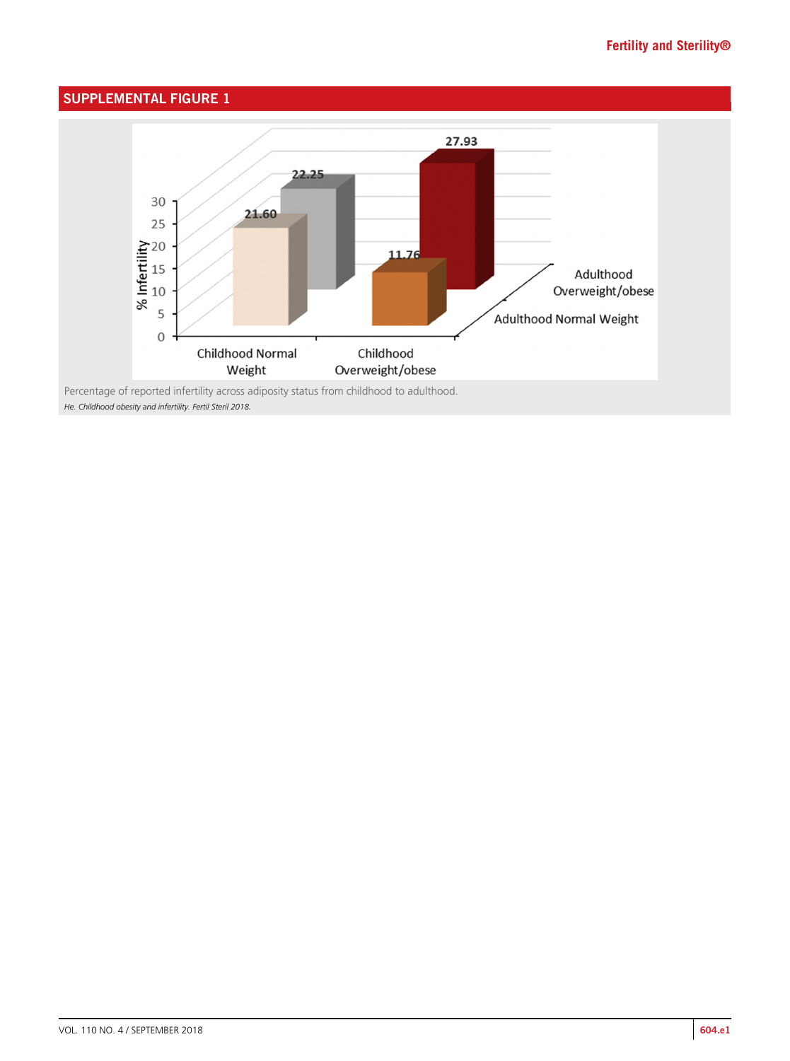## SUPPLEMENTAL FIGURE 1

% Infertility

30
25
20
15
10
5
0

21.60
22.25
11.76
27.93

Childhood Normal Weight
Childhood Overweight/obese

Adulthood Normal Weight
Adulthood Overweight/obese

Percentage of reported infertility across adiposity status from childhood to adulthood.

*He. Childhood obesity and infertility. Fertil Steril 2018.*